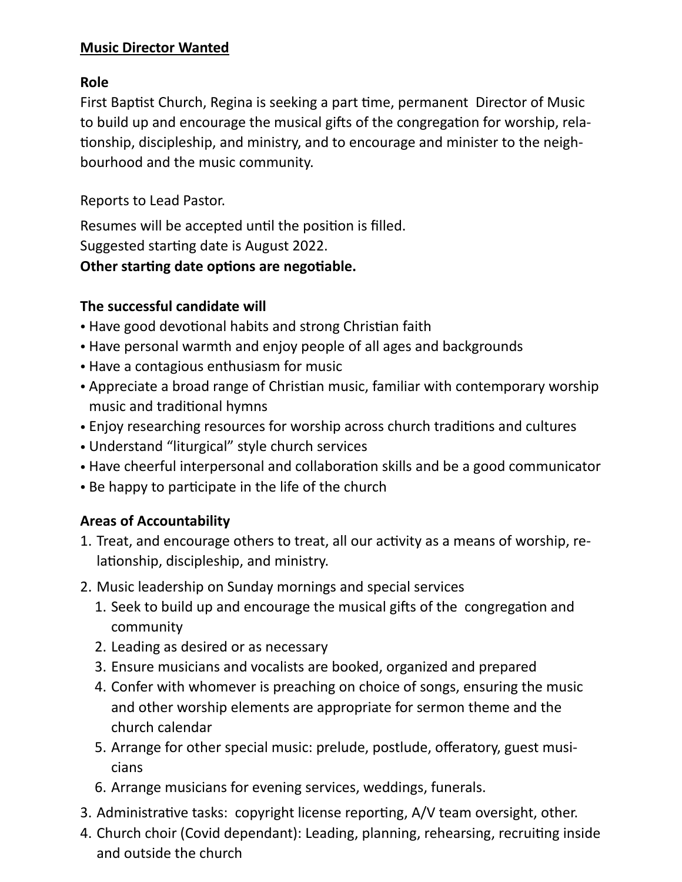**Music Director Wanted**

**Role**

First Baptist Church, Regina is seeking a part time, permanent Director of Music to build up and encourage the musical gifts of the congregation for worship, relationship, discipleship, and ministry, and to encourage and minister to the neighbourhood and the music community.

Reports to Lead Pastor.

Resumes will be accepted until the position is filled.
Suggested starting date is August 2022.
**Other starting date options are negotiable.**

**The successful candidate will**

- Have good devotional habits and strong Christian faith
- Have personal warmth and enjoy people of all ages and backgrounds
- Have a contagious enthusiasm for music
- Appreciate a broad range of Christian music, familiar with contemporary worship music and traditional hymns
- Enjoy researching resources for worship across church traditions and cultures
- Understand "liturgical" style church services
- Have cheerful interpersonal and collaboration skills and be a good communicator
- Be happy to participate in the life of the church

**Areas of Accountability**

1. Treat, and encourage others to treat, all our activity as a means of worship, relationship, discipleship, and ministry.
2. Music leadership on Sunday mornings and special services
   1. Seek to build up and encourage the musical gifts of the congregation and community
   2. Leading as desired or as necessary
   3. Ensure musicians and vocalists are booked, organized and prepared
   4. Confer with whomever is preaching on choice of songs, ensuring the music and other worship elements are appropriate for sermon theme and the church calendar
   5. Arrange for other special music: prelude, postlude, offeratory, guest musicians
   6. Arrange musicians for evening services, weddings, funerals.
3. Administrative tasks: copyright license reporting, A/V team oversight, other.
4. Church choir (Covid dependant): Leading, planning, rehearsing, recruiting inside and outside the church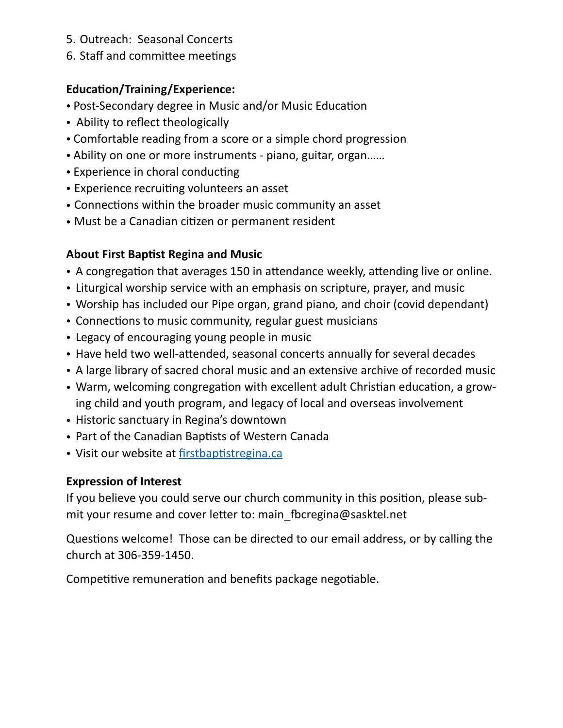5. Outreach: Seasonal Concerts
6. Staff and committee meetings

**Education/Training/Experience:**

- Post-Secondary degree in Music and/or Music Education
- Ability to reflect theologically
- Comfortable reading from a score or a simple chord progression
- Ability on one or more instruments - piano, guitar, organ……
- Experience in choral conducting
- Experience recruiting volunteers an asset
- Connections within the broader music community an asset
- Must be a Canadian citizen or permanent resident

**About First Baptist Regina and Music**

- A congregation that averages 150 in attendance weekly, attending live or online.
- Liturgical worship service with an emphasis on scripture, prayer, and music
- Worship has included our Pipe organ, grand piano, and choir (covid dependant)
- Connections to music community, regular guest musicians
- Legacy of encouraging young people in music
- Have held two well-attended, seasonal concerts annually for several decades
- A large library of sacred choral music and an extensive archive of recorded music
- Warm, welcoming congregation with excellent adult Christian education, a growing child and youth program, and legacy of local and overseas involvement
- Historic sanctuary in Regina's downtown
- Part of the Canadian Baptists of Western Canada
- Visit our website at [firstbaptistregina.ca](firstbaptistregina.ca)

**Expression of Interest**

If you believe you could serve our church community in this position, please submit your resume and cover letter to: main_fbcregina@sasktel.net

Questions welcome! Those can be directed to our email address, or by calling the church at 306-359-1450.

Competitive remuneration and benefits package negotiable.